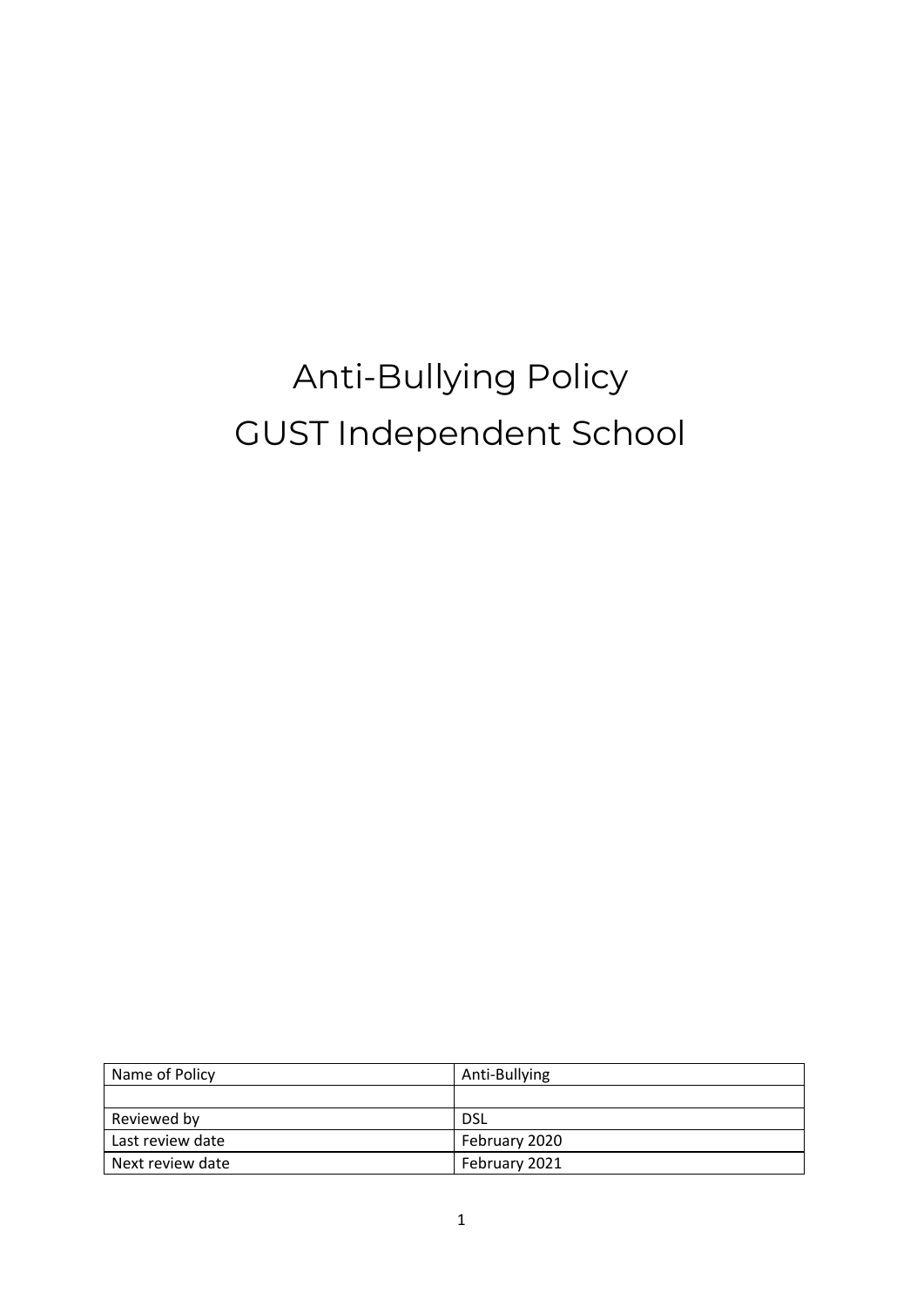# Anti-Bullying Policy
# GUST Independent School

| Name of Policy | Anti-Bullying |
|---|---|
| | |
| Reviewed by | DSL |
| Last review date | February 2020 |
| Next review date | February 2021 |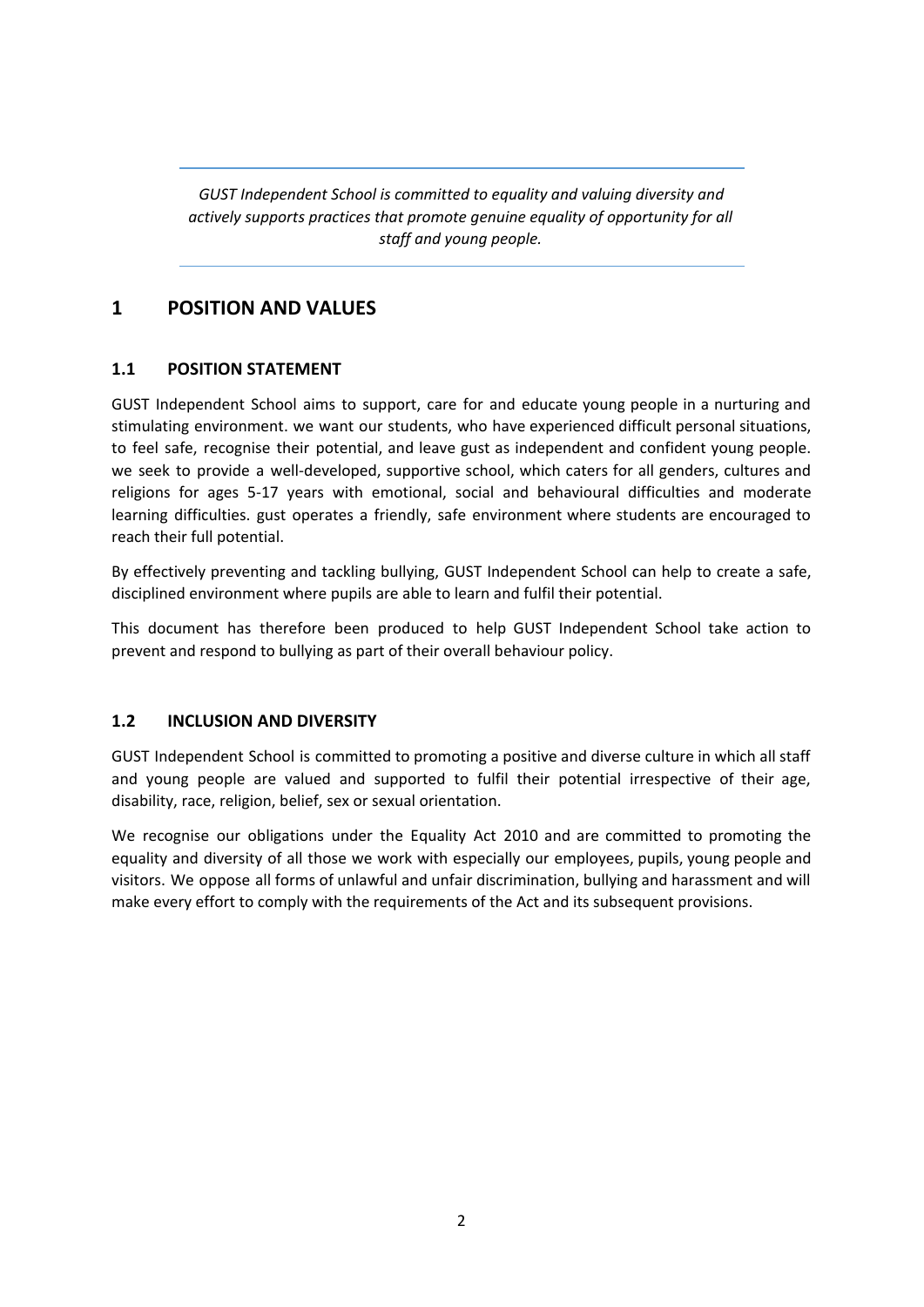*GUST Independent School is committed to equality and valuing diversity and actively supports practices that promote genuine equality of opportunity for all staff and young people.*

# 1 POSITION AND VALUES

## 1.1 POSITION STATEMENT

GUST Independent School aims to support, care for and educate young people in a nurturing and stimulating environment. we want our students, who have experienced difficult personal situations, to feel safe, recognise their potential, and leave gust as independent and confident young people. we seek to provide a well-developed, supportive school, which caters for all genders, cultures and religions for ages 5-17 years with emotional, social and behavioural difficulties and moderate learning difficulties. gust operates a friendly, safe environment where students are encouraged to reach their full potential.

By effectively preventing and tackling bullying, GUST Independent School can help to create a safe, disciplined environment where pupils are able to learn and fulfil their potential.

This document has therefore been produced to help GUST Independent School take action to prevent and respond to bullying as part of their overall behaviour policy.

## 1.2 INCLUSION AND DIVERSITY

GUST Independent School is committed to promoting a positive and diverse culture in which all staff and young people are valued and supported to fulfil their potential irrespective of their age, disability, race, religion, belief, sex or sexual orientation.

We recognise our obligations under the Equality Act 2010 and are committed to promoting the equality and diversity of all those we work with especially our employees, pupils, young people and visitors. We oppose all forms of unlawful and unfair discrimination, bullying and harassment and will make every effort to comply with the requirements of the Act and its subsequent provisions.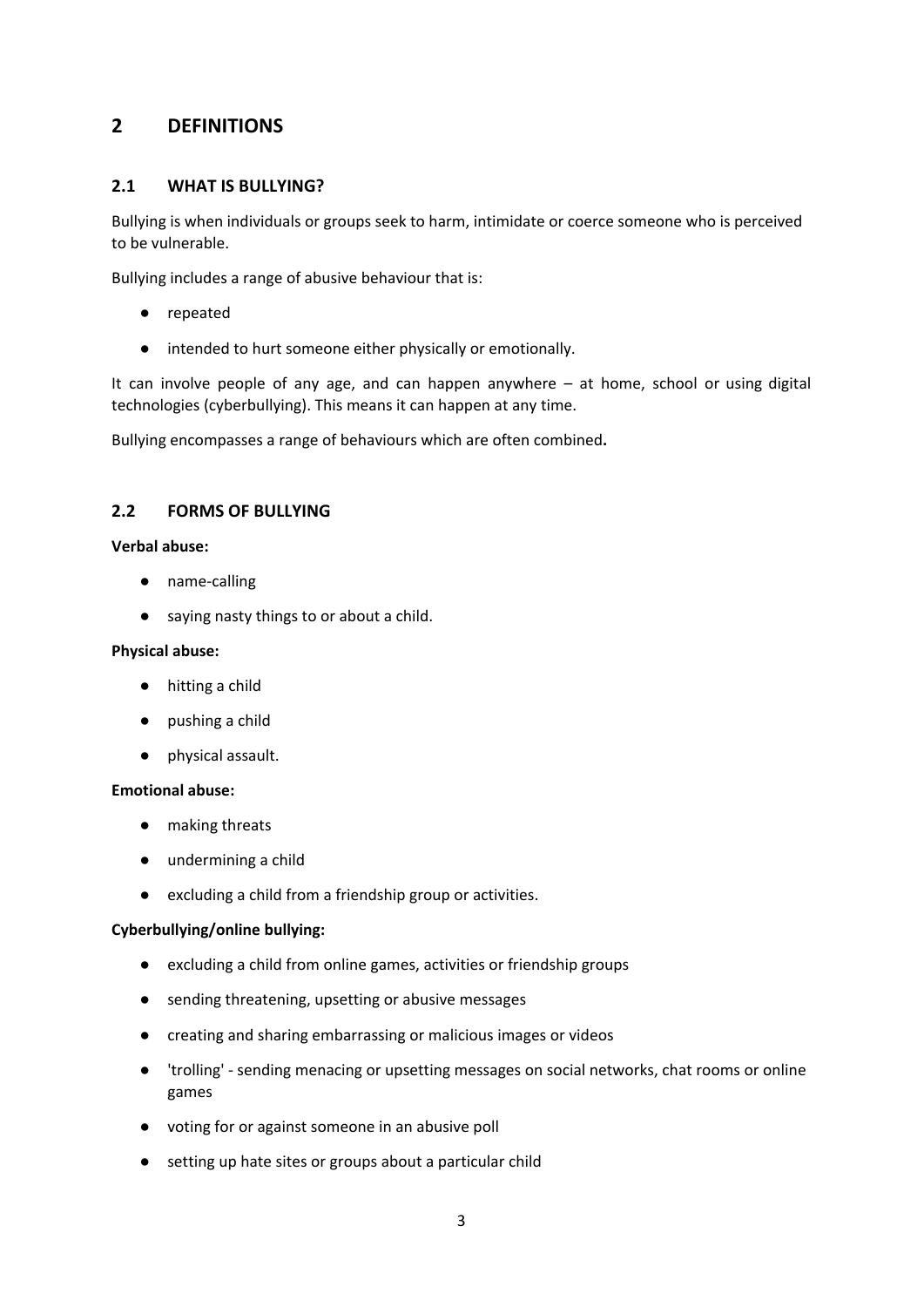# 2 DEFINITIONS

## 2.1 WHAT IS BULLYING?

Bullying is when individuals or groups seek to harm, intimidate or coerce someone who is perceived to be vulnerable.

Bullying includes a range of abusive behaviour that is:

- repeated
- intended to hurt someone either physically or emotionally.

It can involve people of any age, and can happen anywhere – at home, school or using digital technologies (cyberbullying). This means it can happen at any time.

Bullying encompasses a range of behaviours which are often combined**.**

## 2.2 FORMS OF BULLYING

**Verbal abuse:**

- name-calling
- saying nasty things to or about a child.

**Physical abuse:**

- hitting a child
- pushing a child
- physical assault.

**Emotional abuse:**

- making threats
- undermining a child
- excluding a child from a friendship group or activities.

**Cyberbullying/online bullying:**

- excluding a child from online games, activities or friendship groups
- sending threatening, upsetting or abusive messages
- creating and sharing embarrassing or malicious images or videos
- 'trolling' - sending menacing or upsetting messages on social networks, chat rooms or online games
- voting for or against someone in an abusive poll
- setting up hate sites or groups about a particular child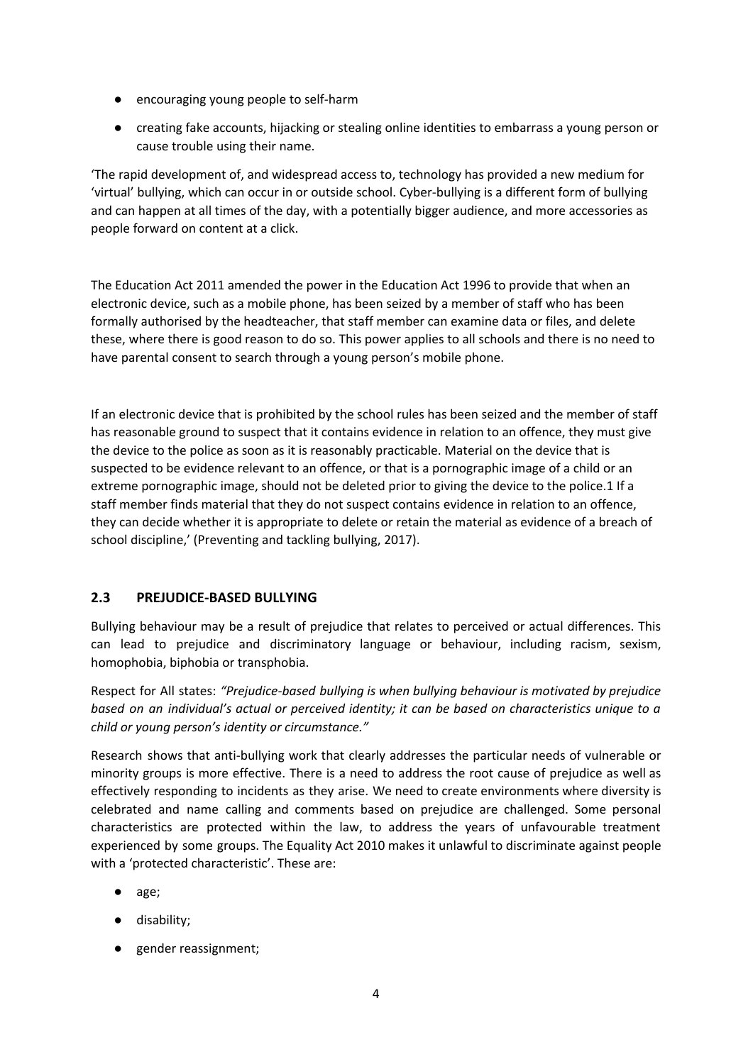- encouraging young people to self-harm
- creating fake accounts, hijacking or stealing online identities to embarrass a young person or cause trouble using their name.

'The rapid development of, and widespread access to, technology has provided a new medium for 'virtual' bullying, which can occur in or outside school. Cyber-bullying is a different form of bullying and can happen at all times of the day, with a potentially bigger audience, and more accessories as people forward on content at a click.

The Education Act 2011 amended the power in the Education Act 1996 to provide that when an electronic device, such as a mobile phone, has been seized by a member of staff who has been formally authorised by the headteacher, that staff member can examine data or files, and delete these, where there is good reason to do so. This power applies to all schools and there is no need to have parental consent to search through a young person's mobile phone.

If an electronic device that is prohibited by the school rules has been seized and the member of staff has reasonable ground to suspect that it contains evidence in relation to an offence, they must give the device to the police as soon as it is reasonably practicable. Material on the device that is suspected to be evidence relevant to an offence, or that is a pornographic image of a child or an extreme pornographic image, should not be deleted prior to giving the device to the police.[1] If a staff member finds material that they do not suspect contains evidence in relation to an offence, they can decide whether it is appropriate to delete or retain the material as evidence of a breach of school discipline,' (Preventing and tackling bullying, 2017).

## 2.3 PREJUDICE-BASED BULLYING

Bullying behaviour may be a result of prejudice that relates to perceived or actual differences. This can lead to prejudice and discriminatory language or behaviour, including racism, sexism, homophobia, biphobia or transphobia.

Respect for All states: *"Prejudice-based bullying is when bullying behaviour is motivated by prejudice based on an individual's actual or perceived identity; it can be based on characteristics unique to a child or young person's identity or circumstance."*

Research shows that anti-bullying work that clearly addresses the particular needs of vulnerable or minority groups is more effective. There is a need to address the root cause of prejudice as well as effectively responding to incidents as they arise. We need to create environments where diversity is celebrated and name calling and comments based on prejudice are challenged. Some personal characteristics are protected within the law, to address the years of unfavourable treatment experienced by some groups. The Equality Act 2010 makes it unlawful to discriminate against people with a 'protected characteristic'. These are:

- age;
- disability;
- gender reassignment;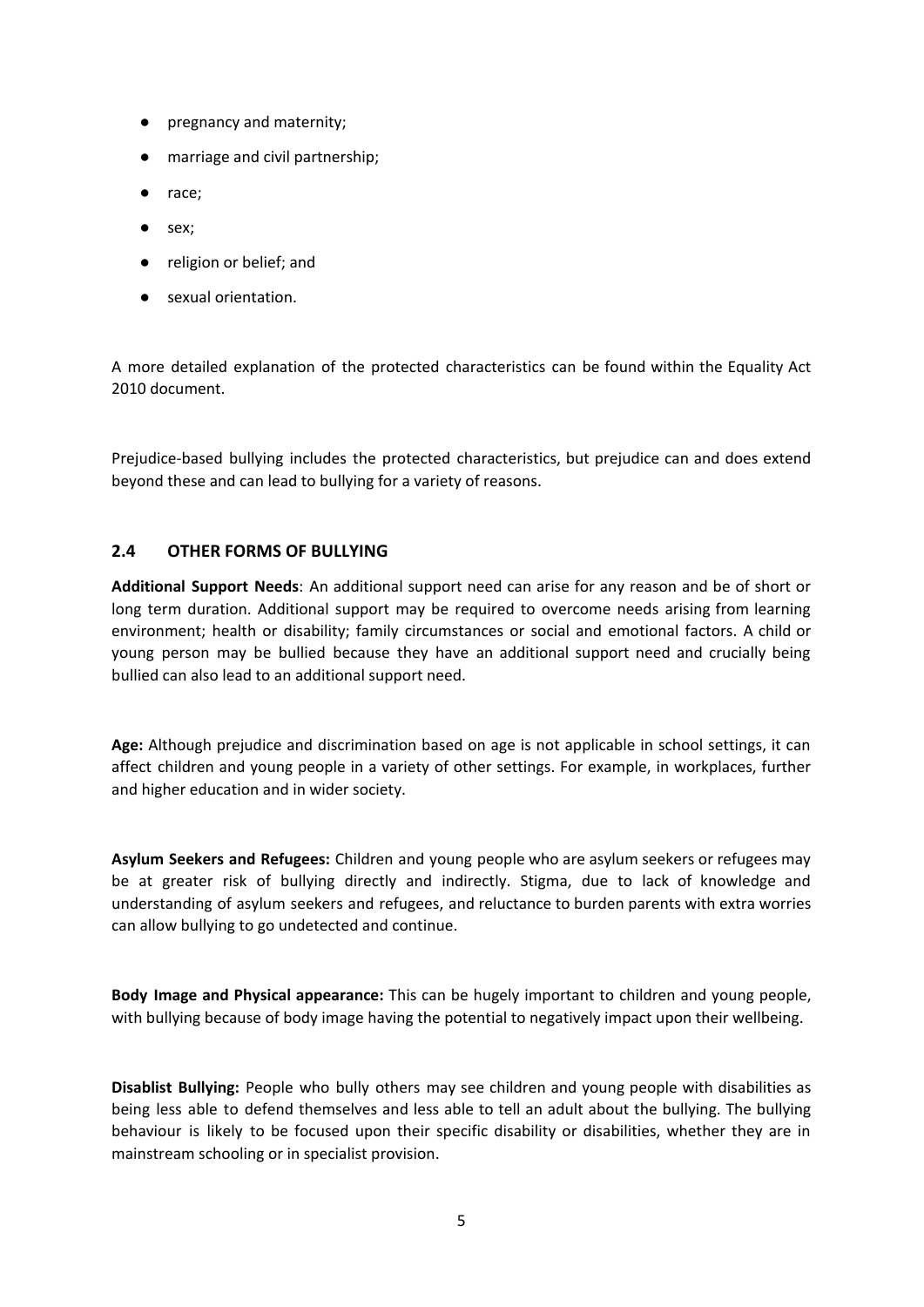- pregnancy and maternity;
- marriage and civil partnership;
- race;
- sex;
- religion or belief; and
- sexual orientation.

A more detailed explanation of the protected characteristics can be found within the Equality Act 2010 document.

Prejudice-based bullying includes the protected characteristics, but prejudice can and does extend beyond these and can lead to bullying for a variety of reasons.

## 2.4 OTHER FORMS OF BULLYING

**Additional Support Needs**: An additional support need can arise for any reason and be of short or long term duration. Additional support may be required to overcome needs arising from learning environment; health or disability; family circumstances or social and emotional factors. A child or young person may be bullied because they have an additional support need and crucially being bullied can also lead to an additional support need.

**Age:** Although prejudice and discrimination based on age is not applicable in school settings, it can affect children and young people in a variety of other settings. For example, in workplaces, further and higher education and in wider society.

**Asylum Seekers and Refugees:** Children and young people who are asylum seekers or refugees may be at greater risk of bullying directly and indirectly. Stigma, due to lack of knowledge and understanding of asylum seekers and refugees, and reluctance to burden parents with extra worries can allow bullying to go undetected and continue.

**Body Image and Physical appearance:** This can be hugely important to children and young people, with bullying because of body image having the potential to negatively impact upon their wellbeing.

**Disablist Bullying:** People who bully others may see children and young people with disabilities as being less able to defend themselves and less able to tell an adult about the bullying. The bullying behaviour is likely to be focused upon their specific disability or disabilities, whether they are in mainstream schooling or in specialist provision.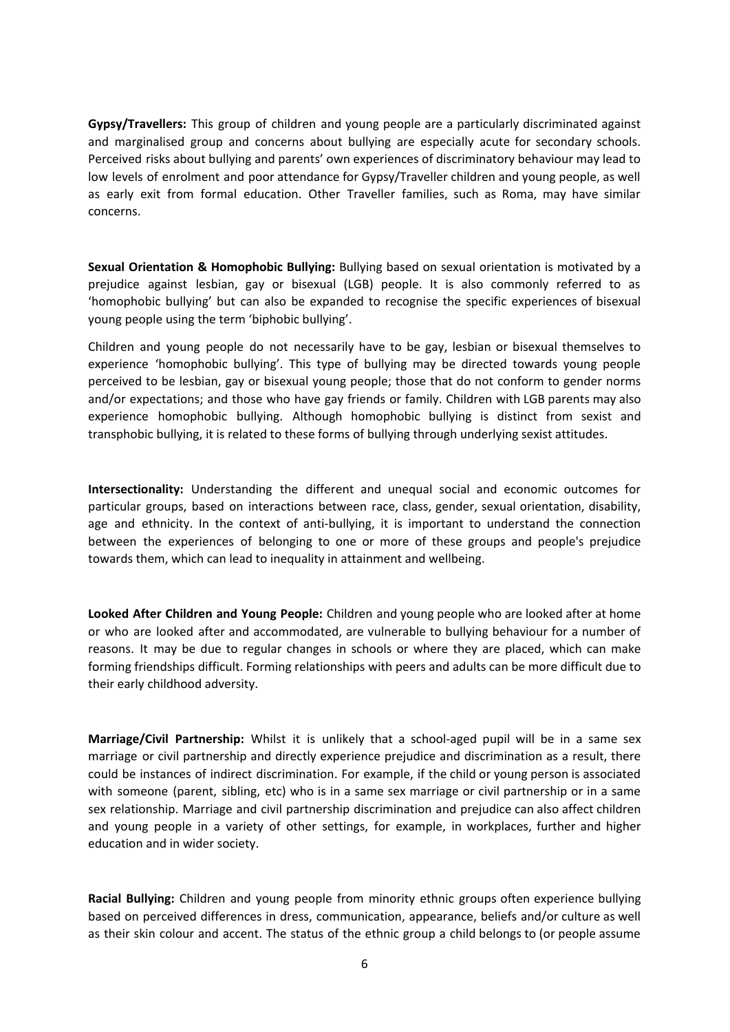**Gypsy/Travellers:** This group of children and young people are a particularly discriminated against and marginalised group and concerns about bullying are especially acute for secondary schools. Perceived risks about bullying and parents' own experiences of discriminatory behaviour may lead to low levels of enrolment and poor attendance for Gypsy/Traveller children and young people, as well as early exit from formal education. Other Traveller families, such as Roma, may have similar concerns.

**Sexual Orientation & Homophobic Bullying:** Bullying based on sexual orientation is motivated by a prejudice against lesbian, gay or bisexual (LGB) people. It is also commonly referred to as 'homophobic bullying' but can also be expanded to recognise the specific experiences of bisexual young people using the term 'biphobic bullying'.

Children and young people do not necessarily have to be gay, lesbian or bisexual themselves to experience 'homophobic bullying'. This type of bullying may be directed towards young people perceived to be lesbian, gay or bisexual young people; those that do not conform to gender norms and/or expectations; and those who have gay friends or family. Children with LGB parents may also experience homophobic bullying. Although homophobic bullying is distinct from sexist and transphobic bullying, it is related to these forms of bullying through underlying sexist attitudes.

**Intersectionality:** Understanding the different and unequal social and economic outcomes for particular groups, based on interactions between race, class, gender, sexual orientation, disability, age and ethnicity. In the context of anti-bullying, it is important to understand the connection between the experiences of belonging to one or more of these groups and people's prejudice towards them, which can lead to inequality in attainment and wellbeing.

**Looked After Children and Young People:** Children and young people who are looked after at home or who are looked after and accommodated, are vulnerable to bullying behaviour for a number of reasons. It may be due to regular changes in schools or where they are placed, which can make forming friendships difficult. Forming relationships with peers and adults can be more difficult due to their early childhood adversity.

**Marriage/Civil Partnership:** Whilst it is unlikely that a school-aged pupil will be in a same sex marriage or civil partnership and directly experience prejudice and discrimination as a result, there could be instances of indirect discrimination. For example, if the child or young person is associated with someone (parent, sibling, etc) who is in a same sex marriage or civil partnership or in a same sex relationship. Marriage and civil partnership discrimination and prejudice can also affect children and young people in a variety of other settings, for example, in workplaces, further and higher education and in wider society.

**Racial Bullying:** Children and young people from minority ethnic groups often experience bullying based on perceived differences in dress, communication, appearance, beliefs and/or culture as well as their skin colour and accent. The status of the ethnic group a child belongs to (or people assume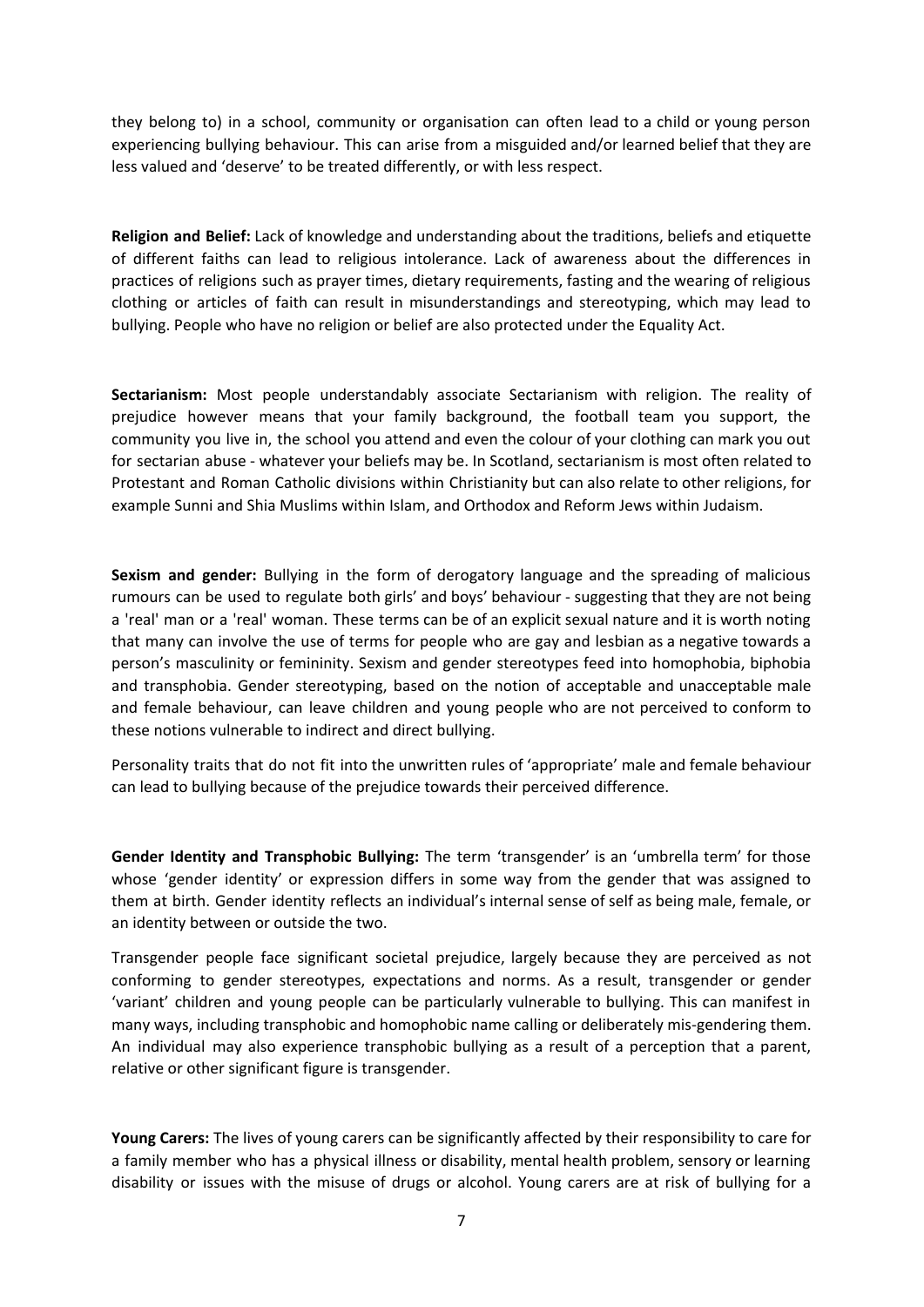they belong to) in a school, community or organisation can often lead to a child or young person experiencing bullying behaviour. This can arise from a misguided and/or learned belief that they are less valued and 'deserve' to be treated differently, or with less respect.

**Religion and Belief:** Lack of knowledge and understanding about the traditions, beliefs and etiquette of different faiths can lead to religious intolerance. Lack of awareness about the differences in practices of religions such as prayer times, dietary requirements, fasting and the wearing of religious clothing or articles of faith can result in misunderstandings and stereotyping, which may lead to bullying. People who have no religion or belief are also protected under the Equality Act.

**Sectarianism:** Most people understandably associate Sectarianism with religion. The reality of prejudice however means that your family background, the football team you support, the community you live in, the school you attend and even the colour of your clothing can mark you out for sectarian abuse - whatever your beliefs may be. In Scotland, sectarianism is most often related to Protestant and Roman Catholic divisions within Christianity but can also relate to other religions, for example Sunni and Shia Muslims within Islam, and Orthodox and Reform Jews within Judaism.

**Sexism and gender:** Bullying in the form of derogatory language and the spreading of malicious rumours can be used to regulate both girls' and boys' behaviour - suggesting that they are not being a 'real' man or a 'real' woman. These terms can be of an explicit sexual nature and it is worth noting that many can involve the use of terms for people who are gay and lesbian as a negative towards a person's masculinity or femininity. Sexism and gender stereotypes feed into homophobia, biphobia and transphobia. Gender stereotyping, based on the notion of acceptable and unacceptable male and female behaviour, can leave children and young people who are not perceived to conform to these notions vulnerable to indirect and direct bullying.

Personality traits that do not fit into the unwritten rules of 'appropriate' male and female behaviour can lead to bullying because of the prejudice towards their perceived difference.

**Gender Identity and Transphobic Bullying:** The term 'transgender' is an 'umbrella term' for those whose 'gender identity' or expression differs in some way from the gender that was assigned to them at birth. Gender identity reflects an individual's internal sense of self as being male, female, or an identity between or outside the two.

Transgender people face significant societal prejudice, largely because they are perceived as not conforming to gender stereotypes, expectations and norms. As a result, transgender or gender 'variant' children and young people can be particularly vulnerable to bullying. This can manifest in many ways, including transphobic and homophobic name calling or deliberately mis-gendering them. An individual may also experience transphobic bullying as a result of a perception that a parent, relative or other significant figure is transgender.

**Young Carers:** The lives of young carers can be significantly affected by their responsibility to care for a family member who has a physical illness or disability, mental health problem, sensory or learning disability or issues with the misuse of drugs or alcohol. Young carers are at risk of bullying for a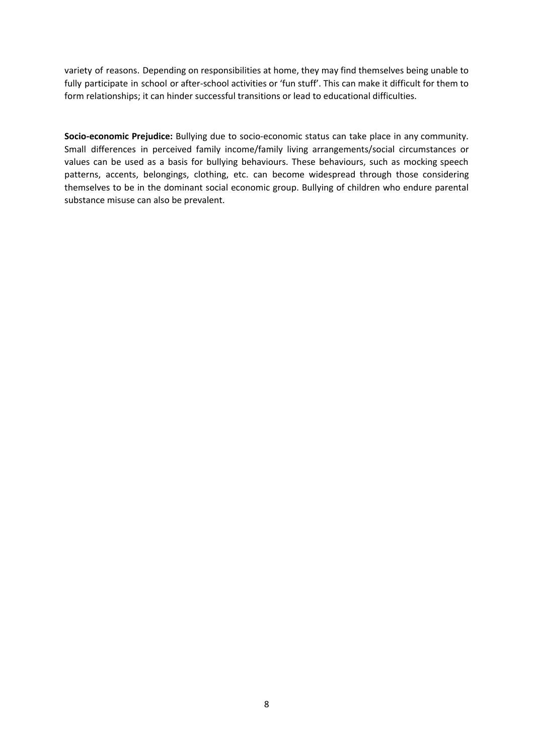variety of reasons. Depending on responsibilities at home, they may find themselves being unable to fully participate in school or after-school activities or 'fun stuff'. This can make it difficult for them to form relationships; it can hinder successful transitions or lead to educational difficulties.

**Socio-economic Prejudice:** Bullying due to socio-economic status can take place in any community. Small differences in perceived family income/family living arrangements/social circumstances or values can be used as a basis for bullying behaviours. These behaviours, such as mocking speech patterns, accents, belongings, clothing, etc. can become widespread through those considering themselves to be in the dominant social economic group. Bullying of children who endure parental substance misuse can also be prevalent.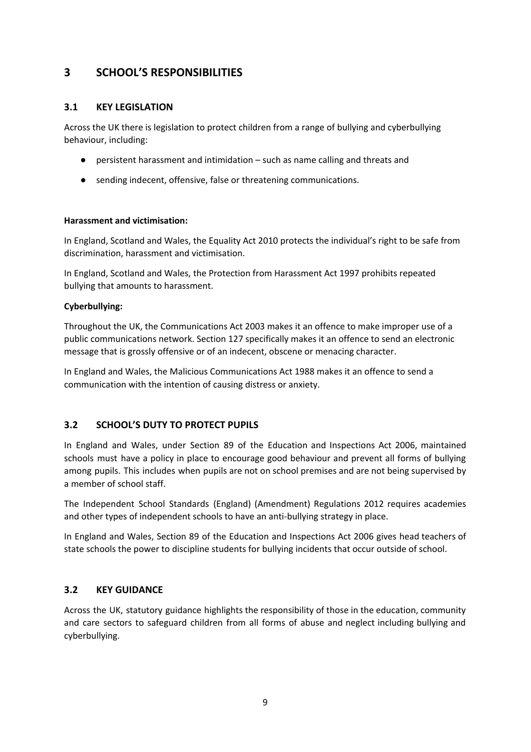# 3 SCHOOL'S RESPONSIBILITIES

## 3.1 KEY LEGISLATION

Across the UK there is legislation to protect children from a range of bullying and cyberbullying behaviour, including:

- persistent harassment and intimidation – such as name calling and threats and
- sending indecent, offensive, false or threatening communications.

**Harassment and victimisation:**

In England, Scotland and Wales, the Equality Act 2010 protects the individual's right to be safe from discrimination, harassment and victimisation.

In England, Scotland and Wales, the Protection from Harassment Act 1997 prohibits repeated bullying that amounts to harassment.

**Cyberbullying:**

Throughout the UK, the Communications Act 2003 makes it an offence to make improper use of a public communications network. Section 127 specifically makes it an offence to send an electronic message that is grossly offensive or of an indecent, obscene or menacing character.

In England and Wales, the Malicious Communications Act 1988 makes it an offence to send a communication with the intention of causing distress or anxiety.

## 3.2 SCHOOL'S DUTY TO PROTECT PUPILS

In England and Wales, under Section 89 of the Education and Inspections Act 2006, maintained schools must have a policy in place to encourage good behaviour and prevent all forms of bullying among pupils. This includes when pupils are not on school premises and are not being supervised by a member of school staff.

The Independent School Standards (England) (Amendment) Regulations 2012 requires academies and other types of independent schools to have an anti-bullying strategy in place.

In England and Wales, Section 89 of the Education and Inspections Act 2006 gives head teachers of state schools the power to discipline students for bullying incidents that occur outside of school.

## 3.2 KEY GUIDANCE

Across the UK, statutory guidance highlights the responsibility of those in the education, community and care sectors to safeguard children from all forms of abuse and neglect including bullying and cyberbullying.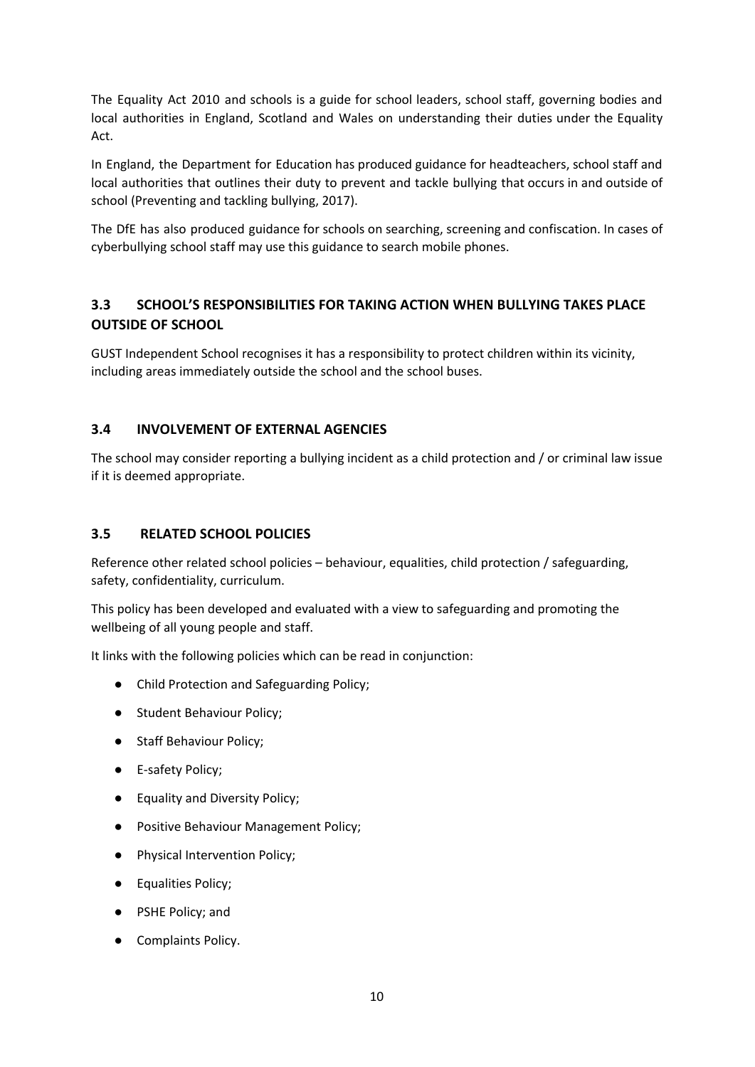The Equality Act 2010 and schools is a guide for school leaders, school staff, governing bodies and local authorities in England, Scotland and Wales on understanding their duties under the Equality Act.

In England, the Department for Education has produced guidance for headteachers, school staff and local authorities that outlines their duty to prevent and tackle bullying that occurs in and outside of school (Preventing and tackling bullying, 2017).

The DfE has also produced guidance for schools on searching, screening and confiscation. In cases of cyberbullying school staff may use this guidance to search mobile phones.

### 3.3 SCHOOL'S RESPONSIBILITIES FOR TAKING ACTION WHEN BULLYING TAKES PLACE OUTSIDE OF SCHOOL

GUST Independent School recognises it has a responsibility to protect children within its vicinity, including areas immediately outside the school and the school buses.

### 3.4 INVOLVEMENT OF EXTERNAL AGENCIES

The school may consider reporting a bullying incident as a child protection and / or criminal law issue if it is deemed appropriate.

### 3.5 RELATED SCHOOL POLICIES

Reference other related school policies – behaviour, equalities, child protection / safeguarding, safety, confidentiality, curriculum.

This policy has been developed and evaluated with a view to safeguarding and promoting the wellbeing of all young people and staff.

It links with the following policies which can be read in conjunction:

- Child Protection and Safeguarding Policy;
- Student Behaviour Policy;
- Staff Behaviour Policy;
- E-safety Policy;
- Equality and Diversity Policy;
- Positive Behaviour Management Policy;
- Physical Intervention Policy;
- Equalities Policy;
- PSHE Policy; and
- Complaints Policy.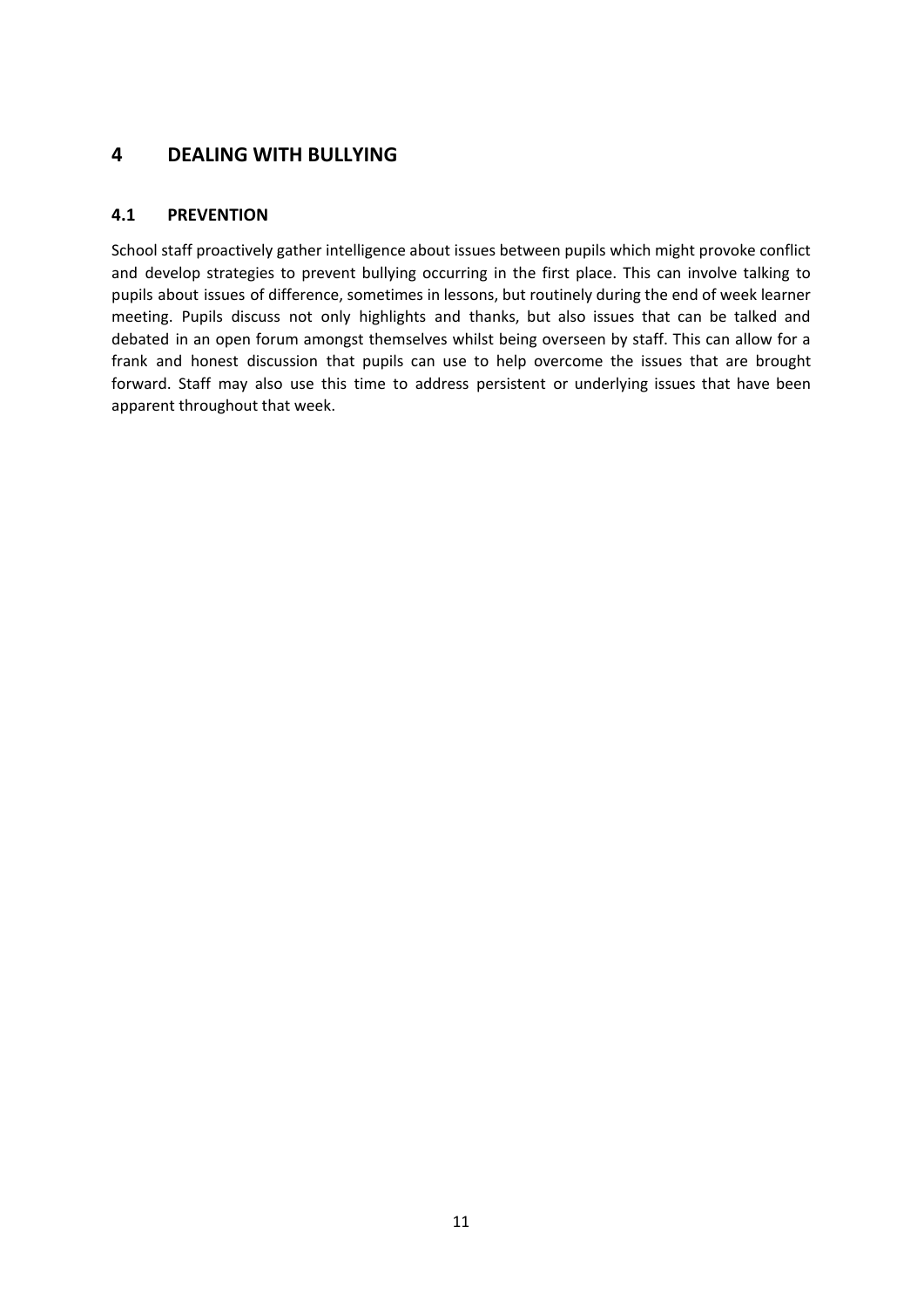# 4 DEALING WITH BULLYING

## 4.1 PREVENTION

School staff proactively gather intelligence about issues between pupils which might provoke conflict and develop strategies to prevent bullying occurring in the first place. This can involve talking to pupils about issues of difference, sometimes in lessons, but routinely during the end of week learner meeting. Pupils discuss not only highlights and thanks, but also issues that can be talked and debated in an open forum amongst themselves whilst being overseen by staff. This can allow for a frank and honest discussion that pupils can use to help overcome the issues that are brought forward. Staff may also use this time to address persistent or underlying issues that have been apparent throughout that week.